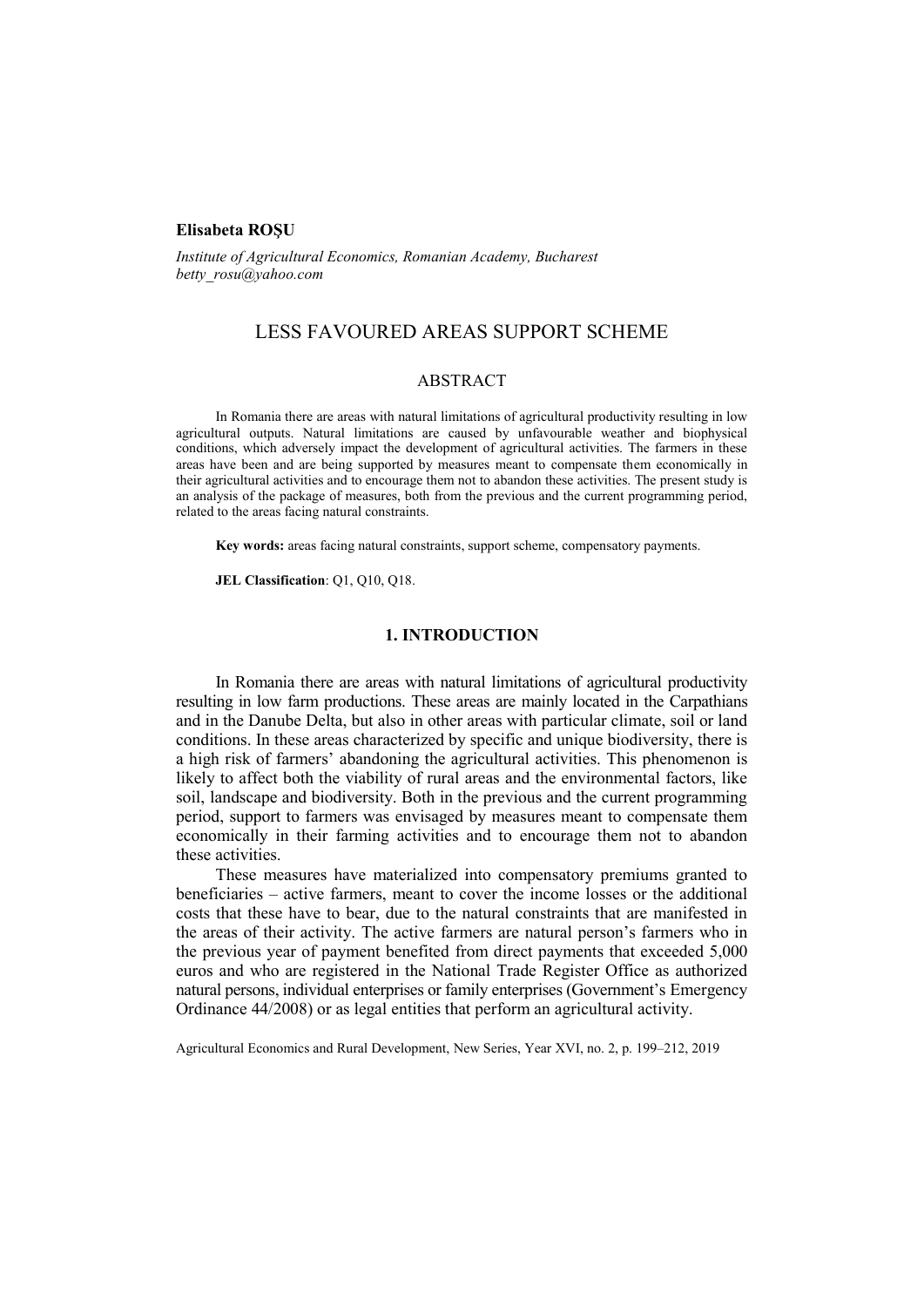**Elisabeta ROȘU**

*Institute of Agricultural Economics, Romanian Academy, Bucharest*
*betty_rosu@yahoo.com*

# LESS FAVOURED AREAS SUPPORT SCHEME

## ABSTRACT

In Romania there are areas with natural limitations of agricultural productivity resulting in low agricultural outputs. Natural limitations are caused by unfavourable weather and biophysical conditions, which adversely impact the development of agricultural activities. The farmers in these areas have been and are being supported by measures meant to compensate them economically in their agricultural activities and to encourage them not to abandon these activities. The present study is an analysis of the package of measures, both from the previous and the current programming period, related to the areas facing natural constraints.

**Key words:** areas facing natural constraints, support scheme, compensatory payments.

**JEL Classification**: Q1, Q10, Q18.

## 1. INTRODUCTION

In Romania there are areas with natural limitations of agricultural productivity resulting in low farm productions. These areas are mainly located in the Carpathians and in the Danube Delta, but also in other areas with particular climate, soil or land conditions. In these areas characterized by specific and unique biodiversity, there is a high risk of farmers' abandoning the agricultural activities. This phenomenon is likely to affect both the viability of rural areas and the environmental factors, like soil, landscape and biodiversity. Both in the previous and the current programming period, support to farmers was envisaged by measures meant to compensate them economically in their farming activities and to encourage them not to abandon these activities.

These measures have materialized into compensatory premiums granted to beneficiaries – active farmers, meant to cover the income losses or the additional costs that these have to bear, due to the natural constraints that are manifested in the areas of their activity. The active farmers are natural person's farmers who in the previous year of payment benefited from direct payments that exceeded 5,000 euros and who are registered in the National Trade Register Office as authorized natural persons, individual enterprises or family enterprises (Government's Emergency Ordinance 44/2008) or as legal entities that perform an agricultural activity.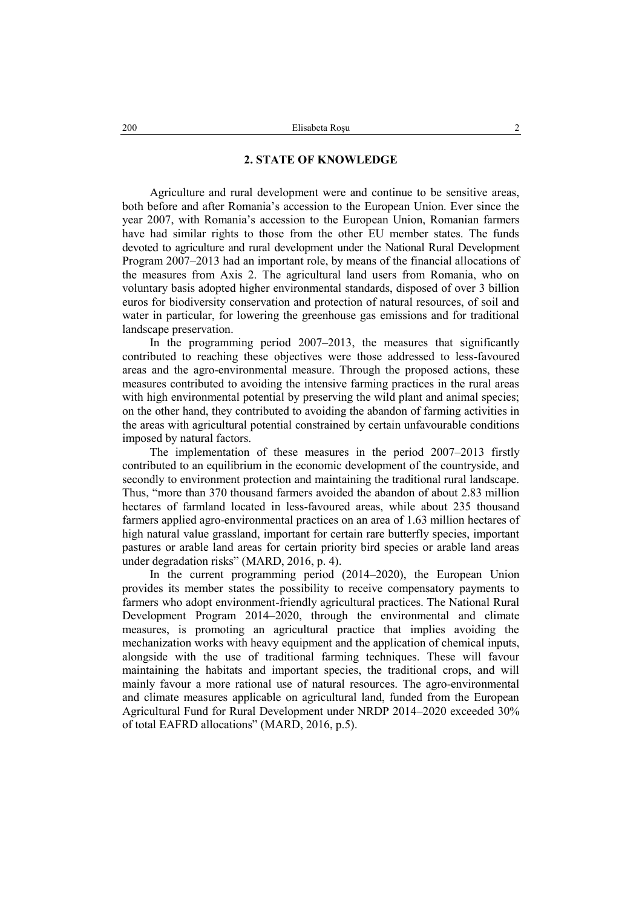## 2. STATE OF KNOWLEDGE

Agriculture and rural development were and continue to be sensitive areas, both before and after Romania's accession to the European Union. Ever since the year 2007, with Romania's accession to the European Union, Romanian farmers have had similar rights to those from the other EU member states. The funds devoted to agriculture and rural development under the National Rural Development Program 2007–2013 had an important role, by means of the financial allocations of the measures from Axis 2. The agricultural land users from Romania, who on voluntary basis adopted higher environmental standards, disposed of over 3 billion euros for biodiversity conservation and protection of natural resources, of soil and water in particular, for lowering the greenhouse gas emissions and for traditional landscape preservation.

In the programming period 2007–2013, the measures that significantly contributed to reaching these objectives were those addressed to less-favoured areas and the agro-environmental measure. Through the proposed actions, these measures contributed to avoiding the intensive farming practices in the rural areas with high environmental potential by preserving the wild plant and animal species; on the other hand, they contributed to avoiding the abandon of farming activities in the areas with agricultural potential constrained by certain unfavourable conditions imposed by natural factors.

The implementation of these measures in the period 2007–2013 firstly contributed to an equilibrium in the economic development of the countryside, and secondly to environment protection and maintaining the traditional rural landscape. Thus, "more than 370 thousand farmers avoided the abandon of about 2.83 million hectares of farmland located in less-favoured areas, while about 235 thousand farmers applied agro-environmental practices on an area of 1.63 million hectares of high natural value grassland, important for certain rare butterfly species, important pastures or arable land areas for certain priority bird species or arable land areas under degradation risks" (MARD, 2016, p. 4).

In the current programming period (2014–2020), the European Union provides its member states the possibility to receive compensatory payments to farmers who adopt environment-friendly agricultural practices. The National Rural Development Program 2014–2020, through the environmental and climate measures, is promoting an agricultural practice that implies avoiding the mechanization works with heavy equipment and the application of chemical inputs, alongside with the use of traditional farming techniques. These will favour maintaining the habitats and important species, the traditional crops, and will mainly favour a more rational use of natural resources. The agro-environmental and climate measures applicable on agricultural land, funded from the European Agricultural Fund for Rural Development under NRDP 2014–2020 exceeded 30% of total EAFRD allocations" (MARD, 2016, p.5).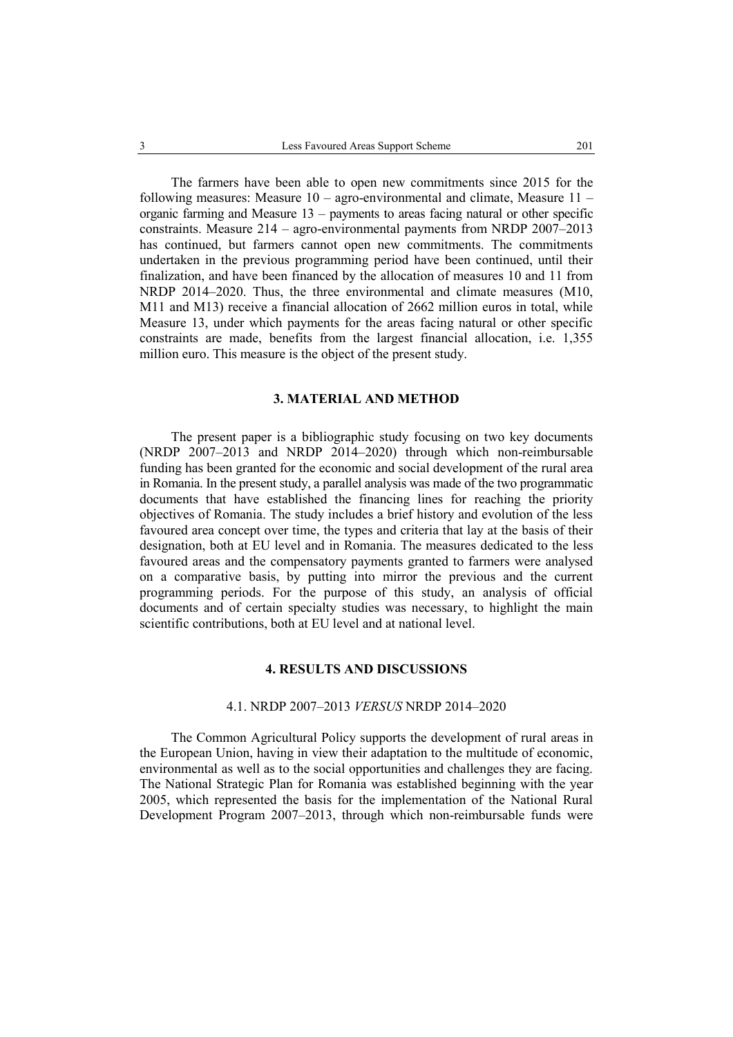The farmers have been able to open new commitments since 2015 for the following measures: Measure 10 – agro-environmental and climate, Measure 11 – organic farming and Measure 13 – payments to areas facing natural or other specific constraints. Measure 214 – agro-environmental payments from NRDP 2007–2013 has continued, but farmers cannot open new commitments. The commitments undertaken in the previous programming period have been continued, until their finalization, and have been financed by the allocation of measures 10 and 11 from NRDP 2014–2020. Thus, the three environmental and climate measures (M10, M11 and M13) receive a financial allocation of 2662 million euros in total, while Measure 13, under which payments for the areas facing natural or other specific constraints are made, benefits from the largest financial allocation, i.e. 1,355 million euro. This measure is the object of the present study.

## 3. MATERIAL AND METHOD

The present paper is a bibliographic study focusing on two key documents (NRDP 2007–2013 and NRDP 2014–2020) through which non-reimbursable funding has been granted for the economic and social development of the rural area in Romania. In the present study, a parallel analysis was made of the two programmatic documents that have established the financing lines for reaching the priority objectives of Romania. The study includes a brief history and evolution of the less favoured area concept over time, the types and criteria that lay at the basis of their designation, both at EU level and in Romania. The measures dedicated to the less favoured areas and the compensatory payments granted to farmers were analysed on a comparative basis, by putting into mirror the previous and the current programming periods. For the purpose of this study, an analysis of official documents and of certain specialty studies was necessary, to highlight the main scientific contributions, both at EU level and at national level.

## 4. RESULTS AND DISCUSSIONS

### 4.1. NRDP 2007–2013 *VERSUS* NRDP 2014–2020

The Common Agricultural Policy supports the development of rural areas in the European Union, having in view their adaptation to the multitude of economic, environmental as well as to the social opportunities and challenges they are facing. The National Strategic Plan for Romania was established beginning with the year 2005, which represented the basis for the implementation of the National Rural Development Program 2007–2013, through which non-reimbursable funds were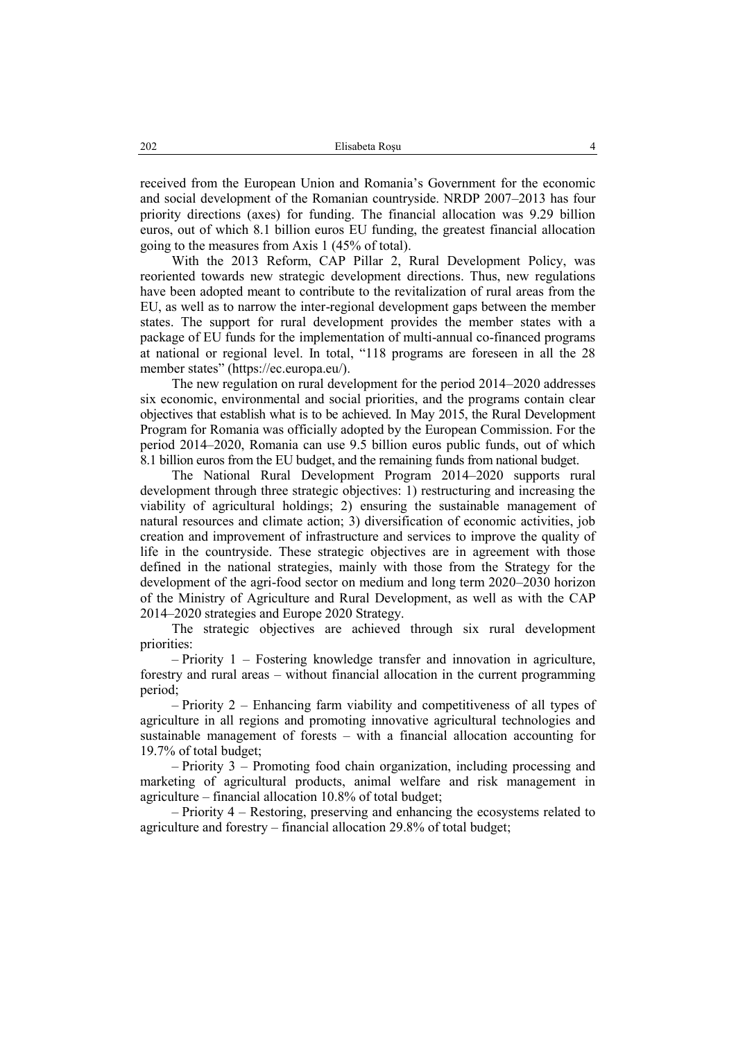received from the European Union and Romania's Government for the economic and social development of the Romanian countryside. NRDP 2007–2013 has four priority directions (axes) for funding. The financial allocation was 9.29 billion euros, out of which 8.1 billion euros EU funding, the greatest financial allocation going to the measures from Axis 1 (45% of total).

With the 2013 Reform, CAP Pillar 2, Rural Development Policy, was reoriented towards new strategic development directions. Thus, new regulations have been adopted meant to contribute to the revitalization of rural areas from the EU, as well as to narrow the inter-regional development gaps between the member states. The support for rural development provides the member states with a package of EU funds for the implementation of multi-annual co-financed programs at national or regional level. In total, "118 programs are foreseen in all the 28 member states" (https://ec.europa.eu/).

The new regulation on rural development for the period 2014–2020 addresses six economic, environmental and social priorities, and the programs contain clear objectives that establish what is to be achieved. In May 2015, the Rural Development Program for Romania was officially adopted by the European Commission. For the period 2014–2020, Romania can use 9.5 billion euros public funds, out of which 8.1 billion euros from the EU budget, and the remaining funds from national budget.

The National Rural Development Program 2014–2020 supports rural development through three strategic objectives: 1) restructuring and increasing the viability of agricultural holdings; 2) ensuring the sustainable management of natural resources and climate action; 3) diversification of economic activities, job creation and improvement of infrastructure and services to improve the quality of life in the countryside. These strategic objectives are in agreement with those defined in the national strategies, mainly with those from the Strategy for the development of the agri-food sector on medium and long term 2020–2030 horizon of the Ministry of Agriculture and Rural Development, as well as with the CAP 2014–2020 strategies and Europe 2020 Strategy.

The strategic objectives are achieved through six rural development priorities:

– Priority 1 – Fostering knowledge transfer and innovation in agriculture, forestry and rural areas – without financial allocation in the current programming period;

– Priority 2 – Enhancing farm viability and competitiveness of all types of agriculture in all regions and promoting innovative agricultural technologies and sustainable management of forests – with a financial allocation accounting for 19.7% of total budget;

– Priority 3 – Promoting food chain organization, including processing and marketing of agricultural products, animal welfare and risk management in agriculture – financial allocation 10.8% of total budget;

– Priority 4 – Restoring, preserving and enhancing the ecosystems related to agriculture and forestry – financial allocation 29.8% of total budget;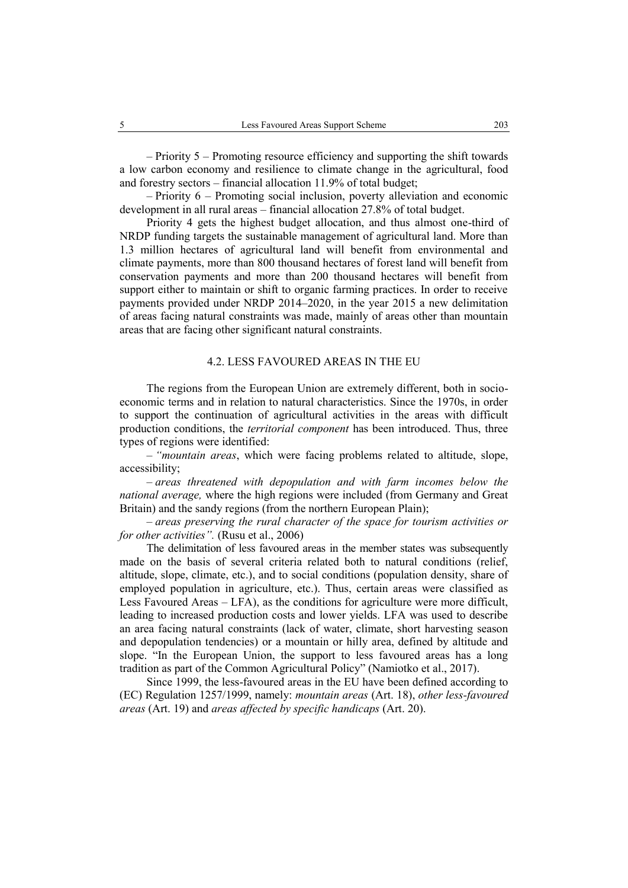– Priority 5 – Promoting resource efficiency and supporting the shift towards a low carbon economy and resilience to climate change in the agricultural, food and forestry sectors – financial allocation 11.9% of total budget;

– Priority 6 – Promoting social inclusion, poverty alleviation and economic development in all rural areas – financial allocation 27.8% of total budget.

Priority 4 gets the highest budget allocation, and thus almost one-third of NRDP funding targets the sustainable management of agricultural land. More than 1.3 million hectares of agricultural land will benefit from environmental and climate payments, more than 800 thousand hectares of forest land will benefit from conservation payments and more than 200 thousand hectares will benefit from support either to maintain or shift to organic farming practices. In order to receive payments provided under NRDP 2014–2020, in the year 2015 a new delimitation of areas facing natural constraints was made, mainly of areas other than mountain areas that are facing other significant natural constraints.

### 4.2. LESS FAVOURED AREAS IN THE EU

The regions from the European Union are extremely different, both in socio-economic terms and in relation to natural characteristics. Since the 1970s, in order to support the continuation of agricultural activities in the areas with difficult production conditions, the *territorial component* has been introduced. Thus, three types of regions were identified:

– *"mountain areas*, which were facing problems related to altitude, slope, accessibility;

– *areas threatened with depopulation and with farm incomes below the national average,* where the high regions were included (from Germany and Great Britain) and the sandy regions (from the northern European Plain);

– *areas preserving the rural character of the space for tourism activities or for other activities".* (Rusu et al., 2006)

The delimitation of less favoured areas in the member states was subsequently made on the basis of several criteria related both to natural conditions (relief, altitude, slope, climate, etc.), and to social conditions (population density, share of employed population in agriculture, etc.). Thus, certain areas were classified as Less Favoured Areas – LFA), as the conditions for agriculture were more difficult, leading to increased production costs and lower yields. LFA was used to describe an area facing natural constraints (lack of water, climate, short harvesting season and depopulation tendencies) or a mountain or hilly area, defined by altitude and slope. "In the European Union, the support to less favoured areas has a long tradition as part of the Common Agricultural Policy" (Namiotko et al., 2017).

Since 1999, the less-favoured areas in the EU have been defined according to (EC) Regulation 1257/1999, namely: *mountain areas* (Art. 18), *other less-favoured areas* (Art. 19) and *areas affected by specific handicaps* (Art. 20).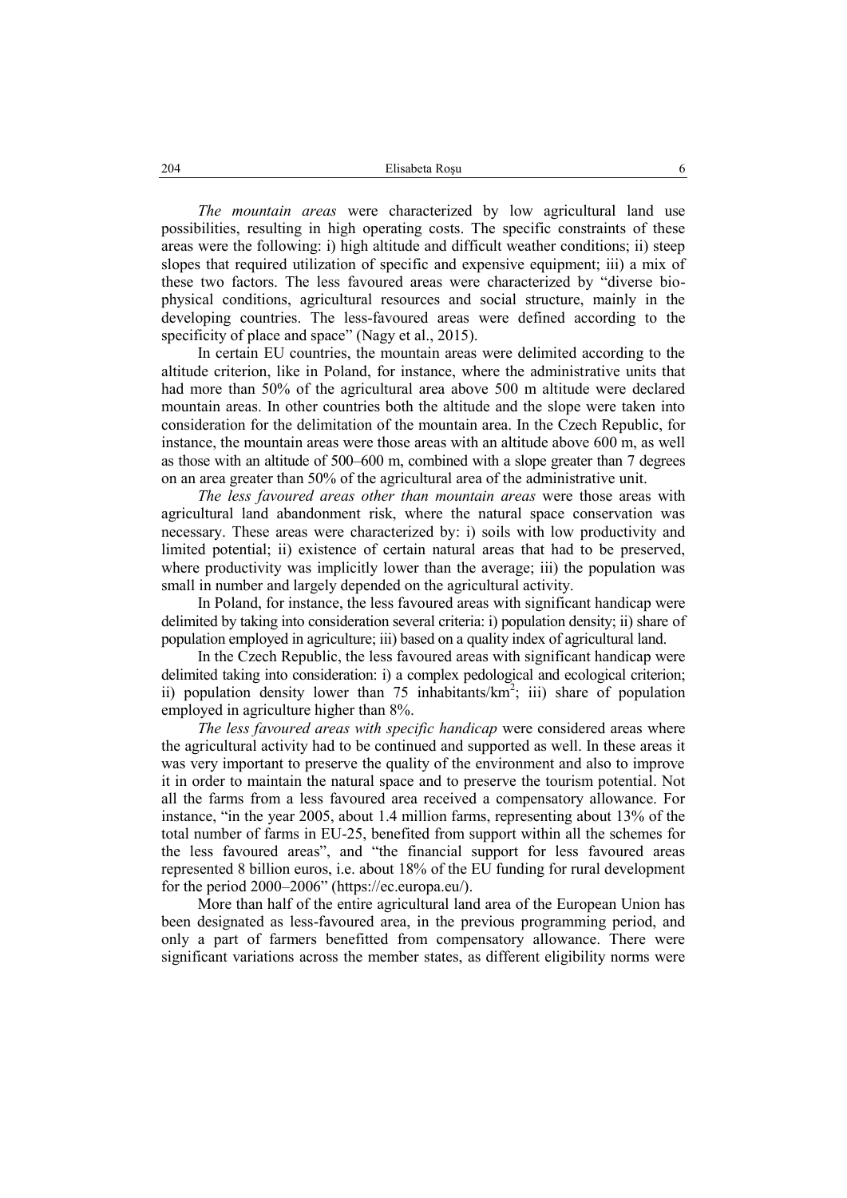*The mountain areas* were characterized by low agricultural land use possibilities, resulting in high operating costs. The specific constraints of these areas were the following: i) high altitude and difficult weather conditions; ii) steep slopes that required utilization of specific and expensive equipment; iii) a mix of these two factors. The less favoured areas were characterized by "diverse bio-physical conditions, agricultural resources and social structure, mainly in the developing countries. The less-favoured areas were defined according to the specificity of place and space" (Nagy et al., 2015).

In certain EU countries, the mountain areas were delimited according to the altitude criterion, like in Poland, for instance, where the administrative units that had more than 50% of the agricultural area above 500 m altitude were declared mountain areas. In other countries both the altitude and the slope were taken into consideration for the delimitation of the mountain area. In the Czech Republic, for instance, the mountain areas were those areas with an altitude above 600 m, as well as those with an altitude of 500–600 m, combined with a slope greater than 7 degrees on an area greater than 50% of the agricultural area of the administrative unit.

*The less favoured areas other than mountain areas* were those areas with agricultural land abandonment risk, where the natural space conservation was necessary. These areas were characterized by: i) soils with low productivity and limited potential; ii) existence of certain natural areas that had to be preserved, where productivity was implicitly lower than the average; iii) the population was small in number and largely depended on the agricultural activity.

In Poland, for instance, the less favoured areas with significant handicap were delimited by taking into consideration several criteria: i) population density; ii) share of population employed in agriculture; iii) based on a quality index of agricultural land.

In the Czech Republic, the less favoured areas with significant handicap were delimited taking into consideration: i) a complex pedological and ecological criterion; ii) population density lower than 75 inhabitants/km$^2$; iii) share of population employed in agriculture higher than 8%.

*The less favoured areas with specific handicap* were considered areas where the agricultural activity had to be continued and supported as well. In these areas it was very important to preserve the quality of the environment and also to improve it in order to maintain the natural space and to preserve the tourism potential. Not all the farms from a less favoured area received a compensatory allowance. For instance, "in the year 2005, about 1.4 million farms, representing about 13% of the total number of farms in EU-25, benefited from support within all the schemes for the less favoured areas", and "the financial support for less favoured areas represented 8 billion euros, i.e. about 18% of the EU funding for rural development for the period 2000–2006" (https://ec.europa.eu/).

More than half of the entire agricultural land area of the European Union has been designated as less-favoured area, in the previous programming period, and only a part of farmers benefitted from compensatory allowance. There were significant variations across the member states, as different eligibility norms were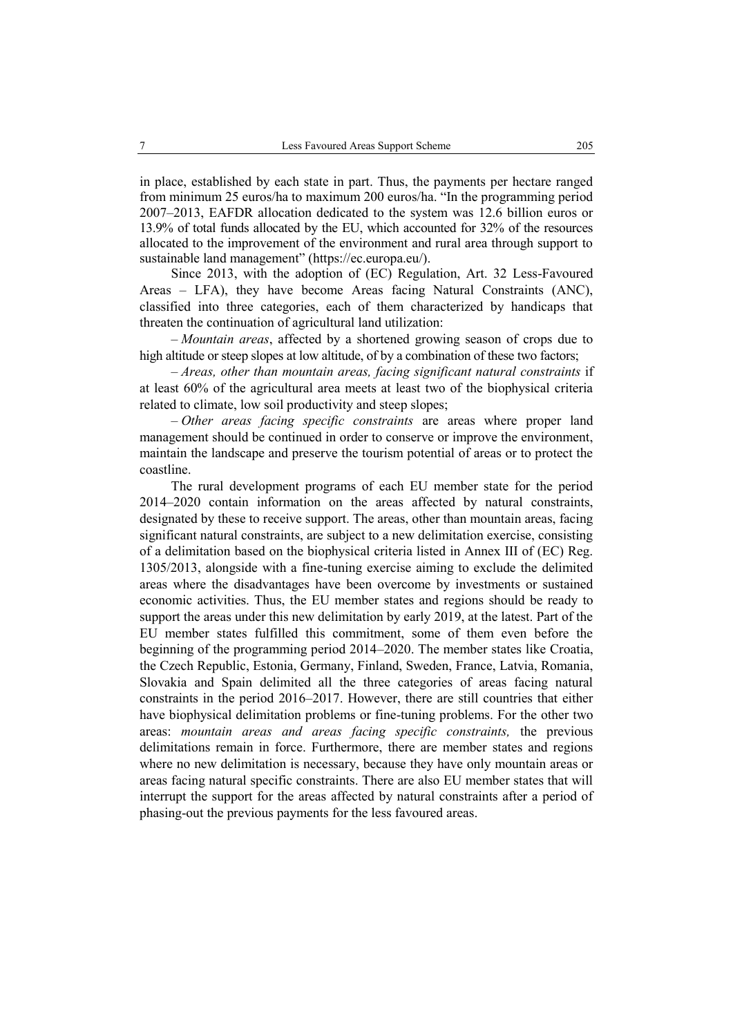in place, established by each state in part. Thus, the payments per hectare ranged from minimum 25 euros/ha to maximum 200 euros/ha. "In the programming period 2007–2013, EAFDR allocation dedicated to the system was 12.6 billion euros or 13.9% of total funds allocated by the EU, which accounted for 32% of the resources allocated to the improvement of the environment and rural area through support to sustainable land management" (https://ec.europa.eu/).

Since 2013, with the adoption of (EC) Regulation, Art. 32 Less-Favoured Areas – LFA), they have become Areas facing Natural Constraints (ANC), classified into three categories, each of them characterized by handicaps that threaten the continuation of agricultural land utilization:

– *Mountain areas*, affected by a shortened growing season of crops due to high altitude or steep slopes at low altitude, of by a combination of these two factors;

– *Areas, other than mountain areas, facing significant natural constraints* if at least 60% of the agricultural area meets at least two of the biophysical criteria related to climate, low soil productivity and steep slopes;

– *Other areas facing specific constraints* are areas where proper land management should be continued in order to conserve or improve the environment, maintain the landscape and preserve the tourism potential of areas or to protect the coastline.

The rural development programs of each EU member state for the period 2014–2020 contain information on the areas affected by natural constraints, designated by these to receive support. The areas, other than mountain areas, facing significant natural constraints, are subject to a new delimitation exercise, consisting of a delimitation based on the biophysical criteria listed in Annex III of (EC) Reg. 1305/2013, alongside with a fine-tuning exercise aiming to exclude the delimited areas where the disadvantages have been overcome by investments or sustained economic activities. Thus, the EU member states and regions should be ready to support the areas under this new delimitation by early 2019, at the latest. Part of the EU member states fulfilled this commitment, some of them even before the beginning of the programming period 2014–2020. The member states like Croatia, the Czech Republic, Estonia, Germany, Finland, Sweden, France, Latvia, Romania, Slovakia and Spain delimited all the three categories of areas facing natural constraints in the period 2016–2017. However, there are still countries that either have biophysical delimitation problems or fine-tuning problems. For the other two areas: *mountain areas and areas facing specific constraints,* the previous delimitations remain in force. Furthermore, there are member states and regions where no new delimitation is necessary, because they have only mountain areas or areas facing natural specific constraints. There are also EU member states that will interrupt the support for the areas affected by natural constraints after a period of phasing-out the previous payments for the less favoured areas.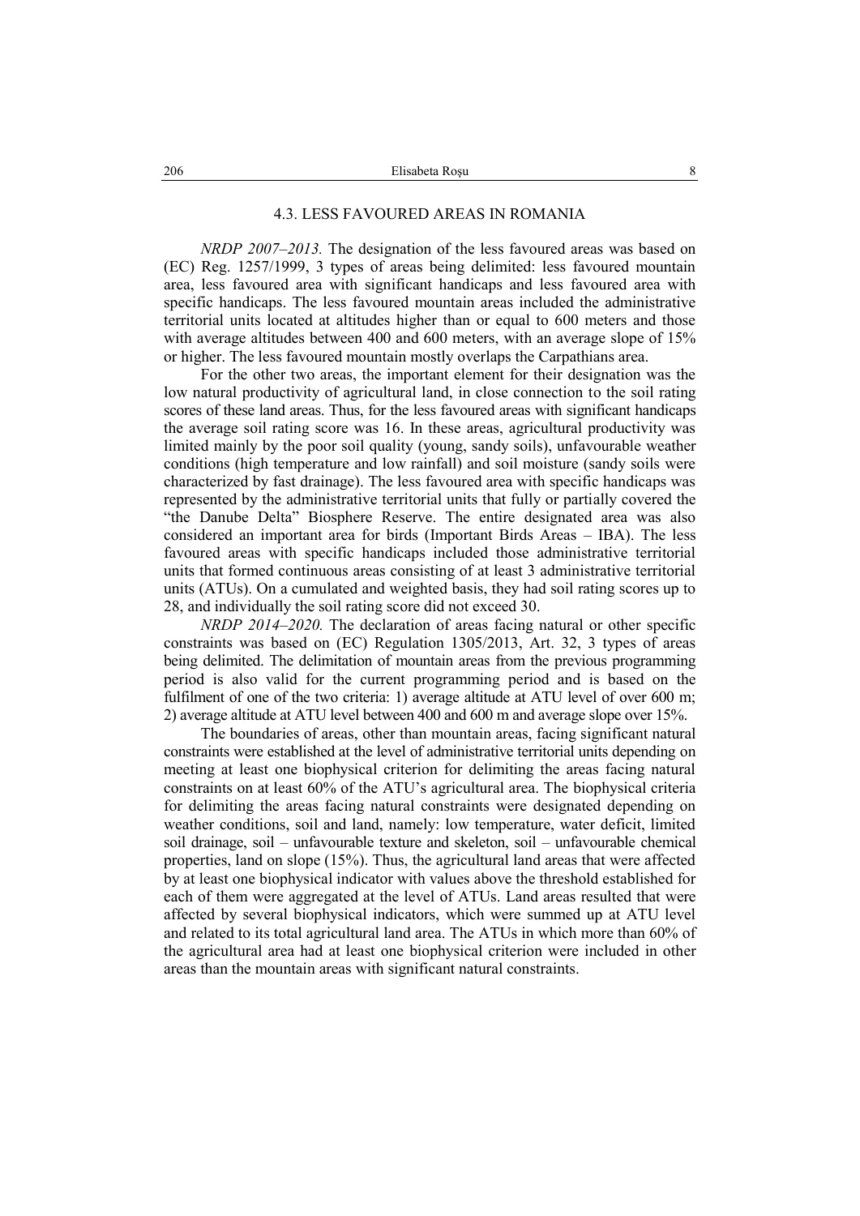### 4.3. LESS FAVOURED AREAS IN ROMANIA

*NRDP 2007–2013.* The designation of the less favoured areas was based on (EC) Reg. 1257/1999, 3 types of areas being delimited: less favoured mountain area, less favoured area with significant handicaps and less favoured area with specific handicaps. The less favoured mountain areas included the administrative territorial units located at altitudes higher than or equal to 600 meters and those with average altitudes between 400 and 600 meters, with an average slope of 15% or higher. The less favoured mountain mostly overlaps the Carpathians area.

For the other two areas, the important element for their designation was the low natural productivity of agricultural land, in close connection to the soil rating scores of these land areas. Thus, for the less favoured areas with significant handicaps the average soil rating score was 16. In these areas, agricultural productivity was limited mainly by the poor soil quality (young, sandy soils), unfavourable weather conditions (high temperature and low rainfall) and soil moisture (sandy soils were characterized by fast drainage). The less favoured area with specific handicaps was represented by the administrative territorial units that fully or partially covered the "the Danube Delta" Biosphere Reserve. The entire designated area was also considered an important area for birds (Important Birds Areas – IBA). The less favoured areas with specific handicaps included those administrative territorial units that formed continuous areas consisting of at least 3 administrative territorial units (ATUs). On a cumulated and weighted basis, they had soil rating scores up to 28, and individually the soil rating score did not exceed 30.

*NRDP 2014–2020.* The declaration of areas facing natural or other specific constraints was based on (EC) Regulation 1305/2013, Art. 32, 3 types of areas being delimited. The delimitation of mountain areas from the previous programming period is also valid for the current programming period and is based on the fulfilment of one of the two criteria: 1) average altitude at ATU level of over 600 m; 2) average altitude at ATU level between 400 and 600 m and average slope over 15%.

The boundaries of areas, other than mountain areas, facing significant natural constraints were established at the level of administrative territorial units depending on meeting at least one biophysical criterion for delimiting the areas facing natural constraints on at least 60% of the ATU's agricultural area. The biophysical criteria for delimiting the areas facing natural constraints were designated depending on weather conditions, soil and land, namely: low temperature, water deficit, limited soil drainage, soil – unfavourable texture and skeleton, soil – unfavourable chemical properties, land on slope (15%). Thus, the agricultural land areas that were affected by at least one biophysical indicator with values above the threshold established for each of them were aggregated at the level of ATUs. Land areas resulted that were affected by several biophysical indicators, which were summed up at ATU level and related to its total agricultural land area. The ATUs in which more than 60% of the agricultural area had at least one biophysical criterion were included in other areas than the mountain areas with significant natural constraints.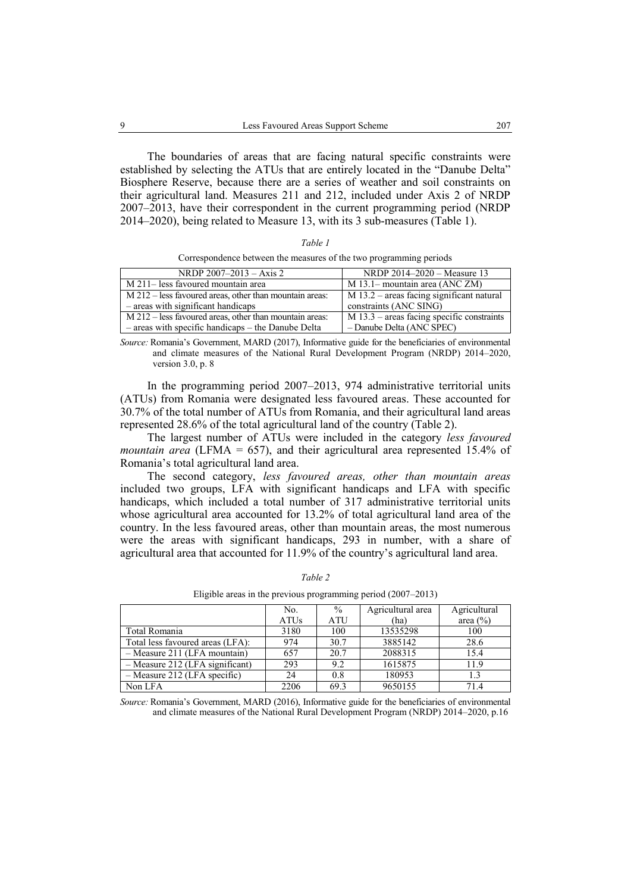The boundaries of areas that are facing natural specific constraints were established by selecting the ATUs that are entirely located in the "Danube Delta" Biosphere Reserve, because there are a series of weather and soil constraints on their agricultural land. Measures 211 and 212, included under Axis 2 of NRDP 2007–2013, have their correspondent in the current programming period (NRDP 2014–2020), being related to Measure 13, with its 3 sub-measures (Table 1).

*Table 1*

Correspondence between the measures of the two programming periods

| NRDP 2007–2013 – Axis 2 | NRDP 2014–2020 – Measure 13 |
|---|---|
| M 211– less favoured mountain area | M 13.1– mountain area (ANC ZM) |
| M 212 – less favoured areas, other than mountain areas: – areas with significant handicaps | M 13.2 – areas facing significant natural constraints (ANC SING) |
| M 212 – less favoured areas, other than mountain areas: – areas with specific handicaps – the Danube Delta | M 13.3 – areas facing specific constraints – Danube Delta (ANC SPEC) |

*Source:* Romania's Government, MARD (2017), Informative guide for the beneficiaries of environmental and climate measures of the National Rural Development Program (NRDP) 2014–2020, version 3.0, p. 8

In the programming period 2007–2013, 974 administrative territorial units (ATUs) from Romania were designated less favoured areas. These accounted for 30.7% of the total number of ATUs from Romania, and their agricultural land areas represented 28.6% of the total agricultural land of the country (Table 2).

The largest number of ATUs were included in the category *less favoured mountain area* (LFMA = 657), and their agricultural area represented 15.4% of Romania's total agricultural land area.

The second category, *less favoured areas, other than mountain areas* included two groups, LFA with significant handicaps and LFA with specific handicaps, which included a total number of 317 administrative territorial units whose agricultural area accounted for 13.2% of total agricultural land area of the country. In the less favoured areas, other than mountain areas, the most numerous were the areas with significant handicaps, 293 in number, with a share of agricultural area that accounted for 11.9% of the country's agricultural land area.

*Table 2*

Eligible areas in the previous programming period (2007–2013)

| | No. ATUs | % ATU | Agricultural area (ha) | Agricultural area (%) |
|---|---|---|---|---|
| Total Romania | 3180 | 100 | 13535298 | 100 |
| Total less favoured areas (LFA): | 974 | 30.7 | 3885142 | 28.6 |
| – Measure 211 (LFA mountain) | 657 | 20.7 | 2088315 | 15.4 |
| – Measure 212 (LFA significant) | 293 | 9.2 | 1615875 | 11.9 |
| – Measure 212 (LFA specific) | 24 | 0.8 | 180953 | 1.3 |
| Non LFA | 2206 | 69.3 | 9650155 | 71.4 |

*Source:* Romania's Government, MARD (2016), Informative guide for the beneficiaries of environmental and climate measures of the National Rural Development Program (NRDP) 2014–2020, p.16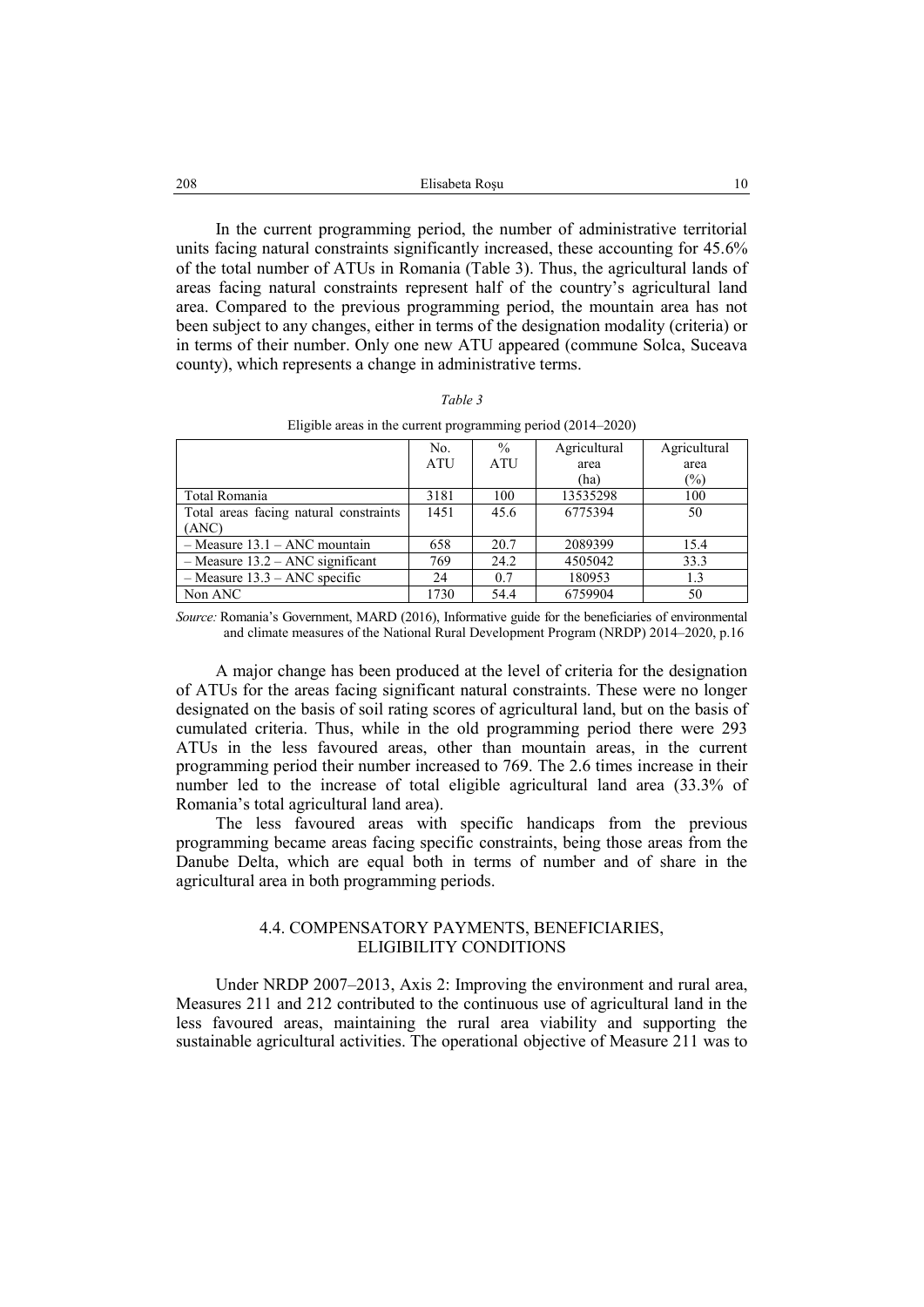In the current programming period, the number of administrative territorial units facing natural constraints significantly increased, these accounting for 45.6% of the total number of ATUs in Romania (Table 3). Thus, the agricultural lands of areas facing natural constraints represent half of the country's agricultural land area. Compared to the previous programming period, the mountain area has not been subject to any changes, either in terms of the designation modality (criteria) or in terms of their number. Only one new ATU appeared (commune Solca, Suceava county), which represents a change in administrative terms.

*Table 3*

Eligible areas in the current programming period (2014–2020)

| | No. ATU | % ATU | Agricultural area (ha) | Agricultural area (%) |
|---|---|---|---|---|
| Total Romania | 3181 | 100 | 13535298 | 100 |
| Total areas facing natural constraints (ANC) | 1451 | 45.6 | 6775394 | 50 |
| – Measure 13.1 – ANC mountain | 658 | 20.7 | 2089399 | 15.4 |
| – Measure 13.2 – ANC significant | 769 | 24.2 | 4505042 | 33.3 |
| – Measure 13.3 – ANC specific | 24 | 0.7 | 180953 | 1.3 |
| Non ANC | 1730 | 54.4 | 6759904 | 50 |

*Source:* Romania's Government, MARD (2016), Informative guide for the beneficiaries of environmental and climate measures of the National Rural Development Program (NRDP) 2014–2020, p.16

A major change has been produced at the level of criteria for the designation of ATUs for the areas facing significant natural constraints. These were no longer designated on the basis of soil rating scores of agricultural land, but on the basis of cumulated criteria. Thus, while in the old programming period there were 293 ATUs in the less favoured areas, other than mountain areas, in the current programming period their number increased to 769. The 2.6 times increase in their number led to the increase of total eligible agricultural land area (33.3% of Romania's total agricultural land area).

The less favoured areas with specific handicaps from the previous programming became areas facing specific constraints, being those areas from the Danube Delta, which are equal both in terms of number and of share in the agricultural area in both programming periods.

### 4.4. COMPENSATORY PAYMENTS, BENEFICIARIES, ELIGIBILITY CONDITIONS

Under NRDP 2007–2013, Axis 2: Improving the environment and rural area, Measures 211 and 212 contributed to the continuous use of agricultural land in the less favoured areas, maintaining the rural area viability and supporting the sustainable agricultural activities. The operational objective of Measure 211 was to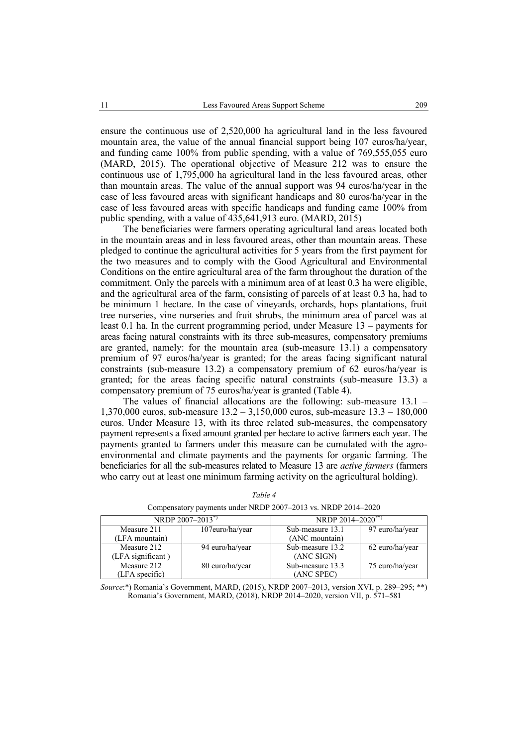ensure the continuous use of 2,520,000 ha agricultural land in the less favoured mountain area, the value of the annual financial support being 107 euros/ha/year, and funding came 100% from public spending, with a value of 769,555,055 euro (MARD, 2015). The operational objective of Measure 212 was to ensure the continuous use of 1,795,000 ha agricultural land in the less favoured areas, other than mountain areas. The value of the annual support was 94 euros/ha/year in the case of less favoured areas with significant handicaps and 80 euros/ha/year in the case of less favoured areas with specific handicaps and funding came 100% from public spending, with a value of 435,641,913 euro. (MARD, 2015)

The beneficiaries were farmers operating agricultural land areas located both in the mountain areas and in less favoured areas, other than mountain areas. These pledged to continue the agricultural activities for 5 years from the first payment for the two measures and to comply with the Good Agricultural and Environmental Conditions on the entire agricultural area of the farm throughout the duration of the commitment. Only the parcels with a minimum area of at least 0.3 ha were eligible, and the agricultural area of the farm, consisting of parcels of at least 0.3 ha, had to be minimum 1 hectare. In the case of vineyards, orchards, hops plantations, fruit tree nurseries, vine nurseries and fruit shrubs, the minimum area of parcel was at least 0.1 ha. In the current programming period, under Measure 13 – payments for areas facing natural constraints with its three sub-measures, compensatory premiums are granted, namely: for the mountain area (sub-measure 13.1) a compensatory premium of 97 euros/ha/year is granted; for the areas facing significant natural constraints (sub-measure 13.2) a compensatory premium of 62 euros/ha/year is granted; for the areas facing specific natural constraints (sub-measure 13.3) a compensatory premium of 75 euros/ha/year is granted (Table 4).

The values of financial allocations are the following: sub-measure 13.1 – 1,370,000 euros, sub-measure 13.2 – 3,150,000 euros, sub-measure 13.3 – 180,000 euros. Under Measure 13, with its three related sub-measures, the compensatory payment represents a fixed amount granted per hectare to active farmers each year. The payments granted to farmers under this measure can be cumulated with the agro-environmental and climate payments and the payments for organic farming. The beneficiaries for all the sub-measures related to Measure 13 are *active farmers* (farmers who carry out at least one minimum farming activity on the agricultural holding).

*Table 4*

Compensatory payments under NRDP 2007–2013 vs. NRDP 2014–2020

| NRDP 2007–2013*) | | NRDP 2014–2020**) | |
|---|---|---|---|
| Measure 211 (LFA mountain) | 107euro/ha/year | Sub-measure 13.1 (ANC mountain) | 97 euro/ha/year |
| Measure 212 (LFA significant ) | 94 euro/ha/year | Sub-measure 13.2 (ANC SIGN) | 62 euro/ha/year |
| Measure 212 (LFA specific) | 80 euro/ha/year | Sub-measure 13.3 (ANC SPEC) | 75 euro/ha/year |

*Source*:*) Romania's Government, MARD, (2015), NRDP 2007–2013, version XVI, p. 289–295; **) Romania's Government, MARD, (2018), NRDP 2014–2020, version VII, p. 571–581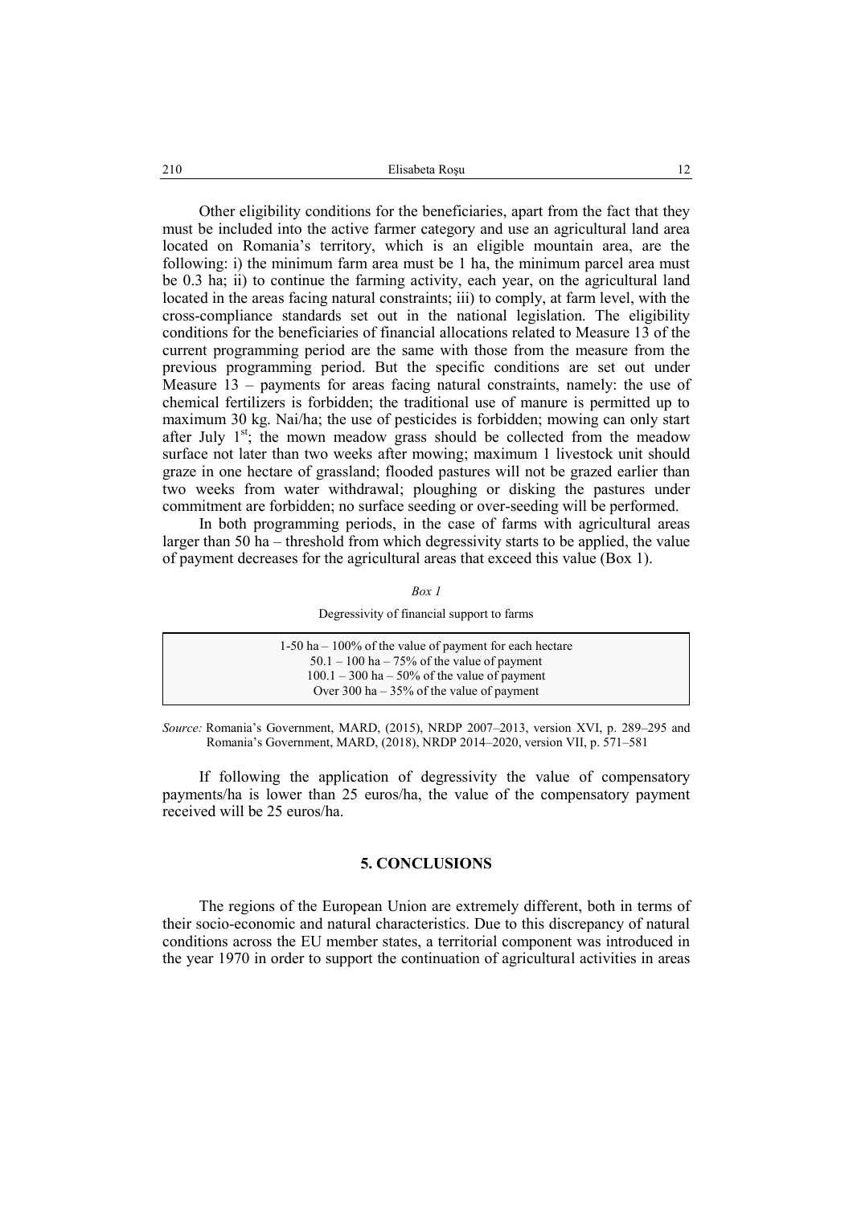Other eligibility conditions for the beneficiaries, apart from the fact that they must be included into the active farmer category and use an agricultural land area located on Romania's territory, which is an eligible mountain area, are the following: i) the minimum farm area must be 1 ha, the minimum parcel area must be 0.3 ha; ii) to continue the farming activity, each year, on the agricultural land located in the areas facing natural constraints; iii) to comply, at farm level, with the cross-compliance standards set out in the national legislation. The eligibility conditions for the beneficiaries of financial allocations related to Measure 13 of the current programming period are the same with those from the measure from the previous programming period. But the specific conditions are set out under Measure 13 – payments for areas facing natural constraints, namely: the use of chemical fertilizers is forbidden; the traditional use of manure is permitted up to maximum 30 kg. Nai/ha; the use of pesticides is forbidden; mowing can only start after July 1st; the mown meadow grass should be collected from the meadow surface not later than two weeks after mowing; maximum 1 livestock unit should graze in one hectare of grassland; flooded pastures will not be grazed earlier than two weeks from water withdrawal; ploughing or disking the pastures under commitment are forbidden; no surface seeding or over-seeding will be performed.

In both programming periods, in the case of farms with agricultural areas larger than 50 ha – threshold from which degressivity starts to be applied, the value of payment decreases for the agricultural areas that exceed this value (Box 1).

*Box 1*

Degressivity of financial support to farms

| |
|---|
| 1-50 ha – 100% of the value of payment for each hectare |
| 50.1 – 100 ha – 75% of the value of payment |
| 100.1 – 300 ha – 50% of the value of payment |
| Over 300 ha – 35% of the value of payment |

*Source:* Romania's Government, MARD, (2015), NRDP 2007–2013, version XVI, p. 289–295 and Romania's Government, MARD, (2018), NRDP 2014–2020, version VII, p. 571–581

If following the application of degressivity the value of compensatory payments/ha is lower than 25 euros/ha, the value of the compensatory payment received will be 25 euros/ha.

## 5. CONCLUSIONS

The regions of the European Union are extremely different, both in terms of their socio-economic and natural characteristics. Due to this discrepancy of natural conditions across the EU member states, a territorial component was introduced in the year 1970 in order to support the continuation of agricultural activities in areas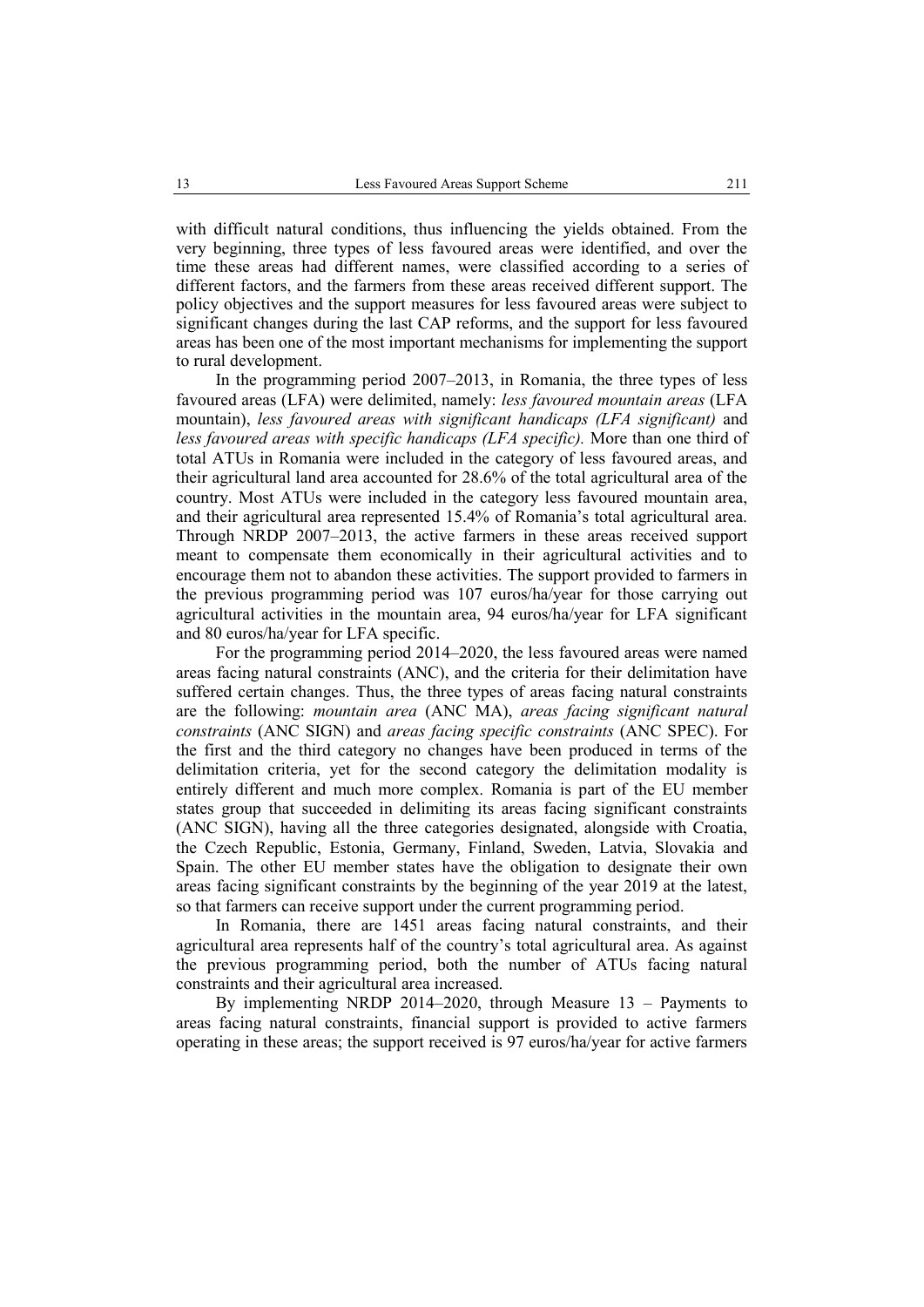with difficult natural conditions, thus influencing the yields obtained. From the very beginning, three types of less favoured areas were identified, and over the time these areas had different names, were classified according to a series of different factors, and the farmers from these areas received different support. The policy objectives and the support measures for less favoured areas were subject to significant changes during the last CAP reforms, and the support for less favoured areas has been one of the most important mechanisms for implementing the support to rural development.

In the programming period 2007–2013, in Romania, the three types of less favoured areas (LFA) were delimited, namely: *less favoured mountain areas* (LFA mountain), *less favoured areas with significant handicaps (LFA significant)* and *less favoured areas with specific handicaps (LFA specific).* More than one third of total ATUs in Romania were included in the category of less favoured areas, and their agricultural land area accounted for 28.6% of the total agricultural area of the country. Most ATUs were included in the category less favoured mountain area, and their agricultural area represented 15.4% of Romania's total agricultural area. Through NRDP 2007–2013, the active farmers in these areas received support meant to compensate them economically in their agricultural activities and to encourage them not to abandon these activities. The support provided to farmers in the previous programming period was 107 euros/ha/year for those carrying out agricultural activities in the mountain area, 94 euros/ha/year for LFA significant and 80 euros/ha/year for LFA specific.

For the programming period 2014–2020, the less favoured areas were named areas facing natural constraints (ANC), and the criteria for their delimitation have suffered certain changes. Thus, the three types of areas facing natural constraints are the following: *mountain area* (ANC MA), *areas facing significant natural constraints* (ANC SIGN) and *areas facing specific constraints* (ANC SPEC). For the first and the third category no changes have been produced in terms of the delimitation criteria, yet for the second category the delimitation modality is entirely different and much more complex. Romania is part of the EU member states group that succeeded in delimiting its areas facing significant constraints (ANC SIGN), having all the three categories designated, alongside with Croatia, the Czech Republic, Estonia, Germany, Finland, Sweden, Latvia, Slovakia and Spain. The other EU member states have the obligation to designate their own areas facing significant constraints by the beginning of the year 2019 at the latest, so that farmers can receive support under the current programming period.

In Romania, there are 1451 areas facing natural constraints, and their agricultural area represents half of the country's total agricultural area. As against the previous programming period, both the number of ATUs facing natural constraints and their agricultural area increased.

By implementing NRDP 2014–2020, through Measure 13 – Payments to areas facing natural constraints, financial support is provided to active farmers operating in these areas; the support received is 97 euros/ha/year for active farmers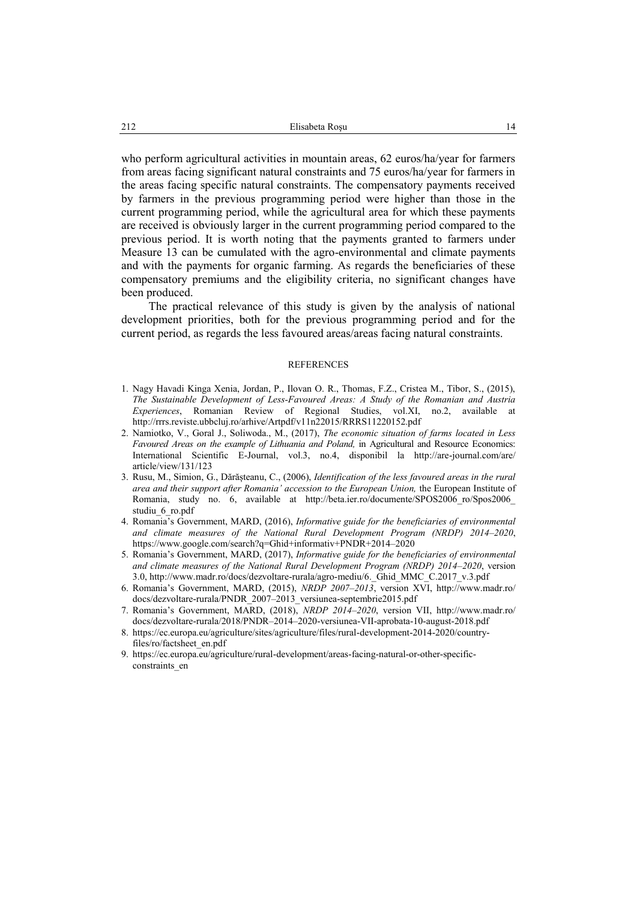who perform agricultural activities in mountain areas, 62 euros/ha/year for farmers from areas facing significant natural constraints and 75 euros/ha/year for farmers in the areas facing specific natural constraints. The compensatory payments received by farmers in the previous programming period were higher than those in the current programming period, while the agricultural area for which these payments are received is obviously larger in the current programming period compared to the previous period. It is worth noting that the payments granted to farmers under Measure 13 can be cumulated with the agro-environmental and climate payments and with the payments for organic farming. As regards the beneficiaries of these compensatory premiums and the eligibility criteria, no significant changes have been produced.

The practical relevance of this study is given by the analysis of national development priorities, both for the previous programming period and for the current period, as regards the less favoured areas/areas facing natural constraints.

## REFERENCES

1. Nagy Havadi Kinga Xenia, Jordan, P., Ilovan O. R., Thomas, F.Z., Cristea M., Tibor, S., (2015), *The Sustainable Development of Less-Favoured Areas: A Study of the Romanian and Austria Experiences*, Romanian Review of Regional Studies, vol.XI, no.2, available at http://rrrs.reviste.ubbcluj.ro/arhive/Artpdf/v11n22015/RRRS11220152.pdf
2. Namiotko, V., Goral J., Soliwoda., M., (2017), *The economic situation of farms located in Less Favoured Areas on the example of Lithuania and Poland,* in Agricultural and Resource Economics: International Scientific E-Journal, vol.3, no.4, disponibil la http://are-journal.com/are/article/view/131/123
3. Rusu, M., Simion, G., Dărăşteanu, C., (2006), *Identification of the less favoured areas in the rural area and their support after Romania' accession to the European Union,* the European Institute of Romania, study no. 6, available at http://beta.ier.ro/documente/SPOS2006_ro/Spos2006_studiu_6_ro.pdf
4. Romania's Government, MARD, (2016), *Informative guide for the beneficiaries of environmental and climate measures of the National Rural Development Program (NRDP) 2014–2020*, https://www.google.com/search?q=Ghid+informativ+PNDR+2014–2020
5. Romania's Government, MARD, (2017), *Informative guide for the beneficiaries of environmental and climate measures of the National Rural Development Program (NRDP) 2014–2020*, version 3.0, http://www.madr.ro/docs/dezvoltare-rurala/agro-mediu/6._Ghid_MMC_C.2017_v.3.pdf
6. Romania's Government, MARD, (2015), *NRDP 2007–2013*, version XVI, http://www.madr.ro/docs/dezvoltare-rurala/PNDR_2007–2013_versiunea-septembrie2015.pdf
7. Romania's Government, MARD, (2018), *NRDP 2014–2020*, version VII, http://www.madr.ro/docs/dezvoltare-rurala/2018/PNDR–2014–2020-versiunea-VII-aprobata-10-august-2018.pdf
8. https://ec.europa.eu/agriculture/sites/agriculture/files/rural-development-2014-2020/country-files/ro/factsheet_en.pdf
9. https://ec.europa.eu/agriculture/rural-development/areas-facing-natural-or-other-specific-constraints_en